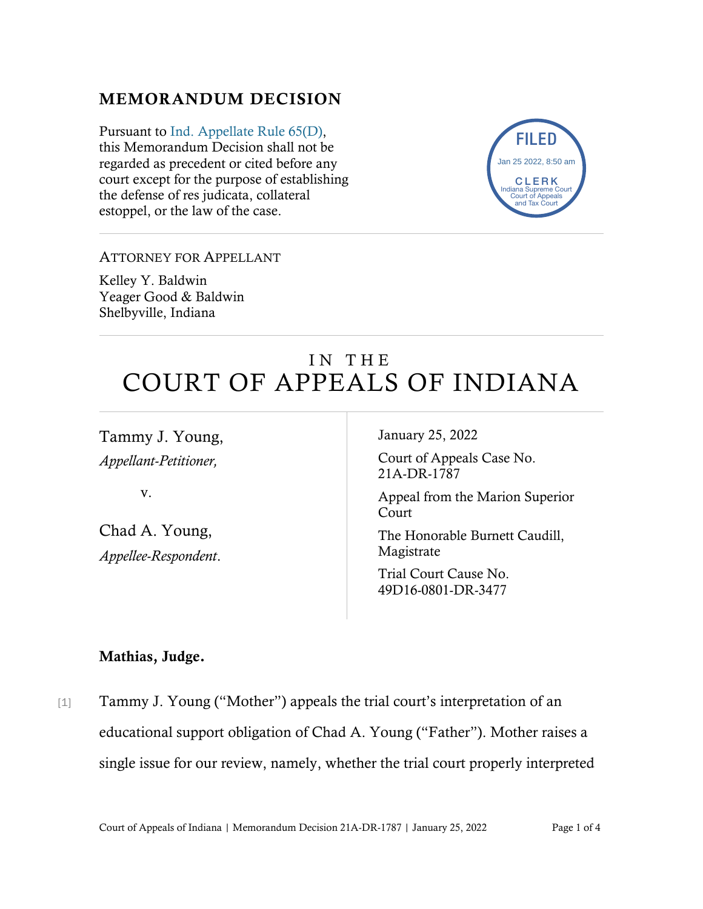## MEMORANDUM DECISION

Pursuant to Ind. Appellate Rule 65(D), this Memorandum Decision shall not be regarded as precedent or cited before any court except for the purpose of establishing the defense of res judicata, collateral estoppel, or the law of the case.

FILED
Jan 25 2022, 8:50 am
CLERK
Indiana Supreme Court
Court of Appeals
and Tax Court

---

ATTORNEY FOR APPELLANT

Kelley Y. Baldwin
Yeager Good & Baldwin
Shelbyville, Indiana

---

# IN THE COURT OF APPEALS OF INDIANA

Tammy J. Young,
*Appellant-Petitioner,*

v.

Chad A. Young,
*Appellee-Respondent*.

January 25, 2022

Court of Appeals Case No. 21A-DR-1787

Appeal from the Marion Superior Court

The Honorable Burnett Caudill, Magistrate

Trial Court Cause No. 49D16-0801-DR-3477

**Mathias, Judge.**

[1] Tammy J. Young ("Mother") appeals the trial court's interpretation of an educational support obligation of Chad A. Young ("Father"). Mother raises a single issue for our review, namely, whether the trial court properly interpreted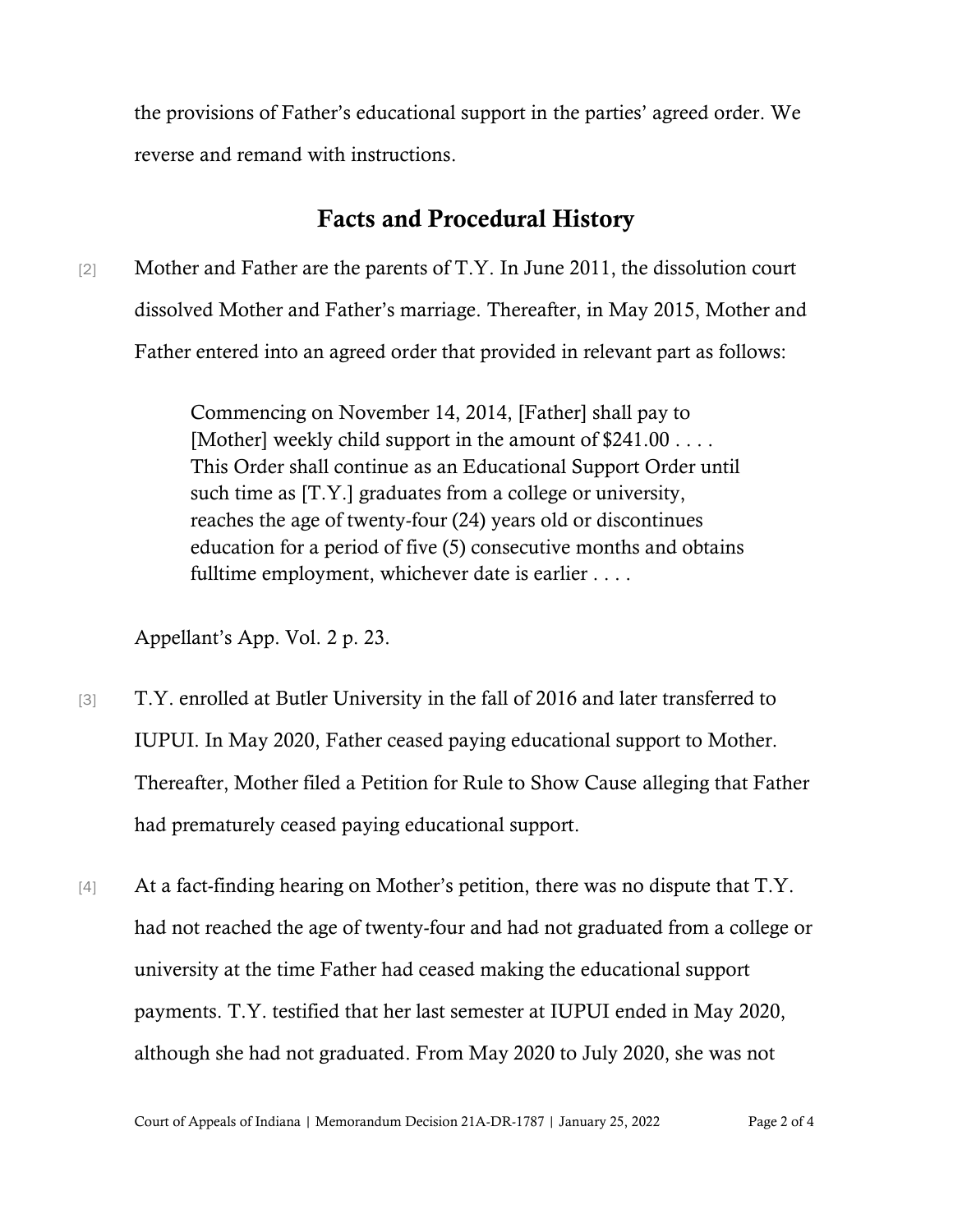the provisions of Father's educational support in the parties' agreed order. We reverse and remand with instructions.

## Facts and Procedural History

[2] Mother and Father are the parents of T.Y. In June 2011, the dissolution court dissolved Mother and Father's marriage. Thereafter, in May 2015, Mother and Father entered into an agreed order that provided in relevant part as follows:

> Commencing on November 14, 2014, [Father] shall pay to [Mother] weekly child support in the amount of $241.00 . . . . This Order shall continue as an Educational Support Order until such time as [T.Y.] graduates from a college or university, reaches the age of twenty-four (24) years old or discontinues education for a period of five (5) consecutive months and obtains fulltime employment, whichever date is earlier . . . .

Appellant's App. Vol. 2 p. 23.

[3] T.Y. enrolled at Butler University in the fall of 2016 and later transferred to IUPUI. In May 2020, Father ceased paying educational support to Mother. Thereafter, Mother filed a Petition for Rule to Show Cause alleging that Father had prematurely ceased paying educational support.

[4] At a fact-finding hearing on Mother's petition, there was no dispute that T.Y. had not reached the age of twenty-four and had not graduated from a college or university at the time Father had ceased making the educational support payments. T.Y. testified that her last semester at IUPUI ended in May 2020, although she had not graduated. From May 2020 to July 2020, she was not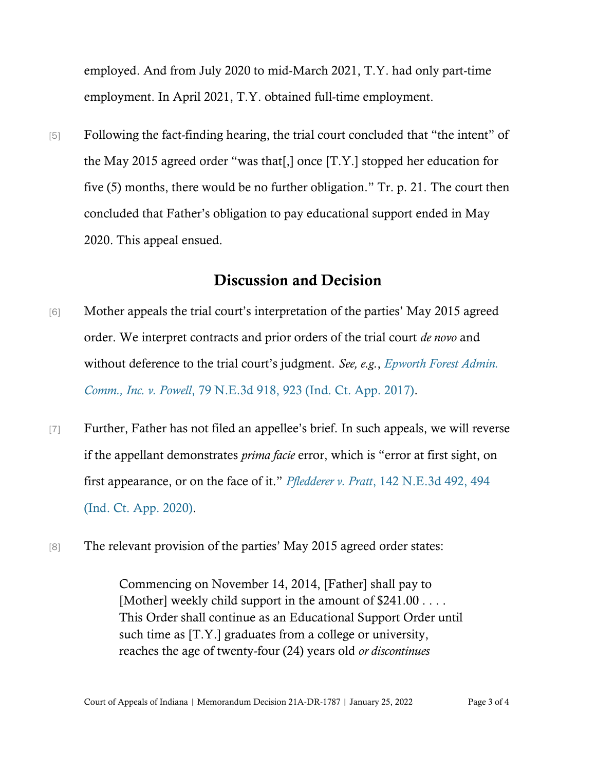employed. And from July 2020 to mid-March 2021, T.Y. had only part-time employment. In April 2021, T.Y. obtained full-time employment.

[5] Following the fact-finding hearing, the trial court concluded that "the intent" of the May 2015 agreed order "was that[,] once [T.Y.] stopped her education for five (5) months, there would be no further obligation." Tr. p. 21. The court then concluded that Father's obligation to pay educational support ended in May 2020. This appeal ensued.

## Discussion and Decision

[6] Mother appeals the trial court's interpretation of the parties' May 2015 agreed order. We interpret contracts and prior orders of the trial court *de novo* and without deference to the trial court's judgment. *See, e.g.*, *Epworth Forest Admin. Comm., Inc. v. Powell*, 79 N.E.3d 918, 923 (Ind. Ct. App. 2017).

[7] Further, Father has not filed an appellee's brief. In such appeals, we will reverse if the appellant demonstrates *prima facie* error, which is "error at first sight, on first appearance, or on the face of it." *Pfledderer v. Pratt*, 142 N.E.3d 492, 494 (Ind. Ct. App. 2020).

[8] The relevant provision of the parties' May 2015 agreed order states:

> Commencing on November 14, 2014, [Father] shall pay to [Mother] weekly child support in the amount of $241.00 . . . . This Order shall continue as an Educational Support Order until such time as [T.Y.] graduates from a college or university, reaches the age of twenty-four (24) years old *or discontinues*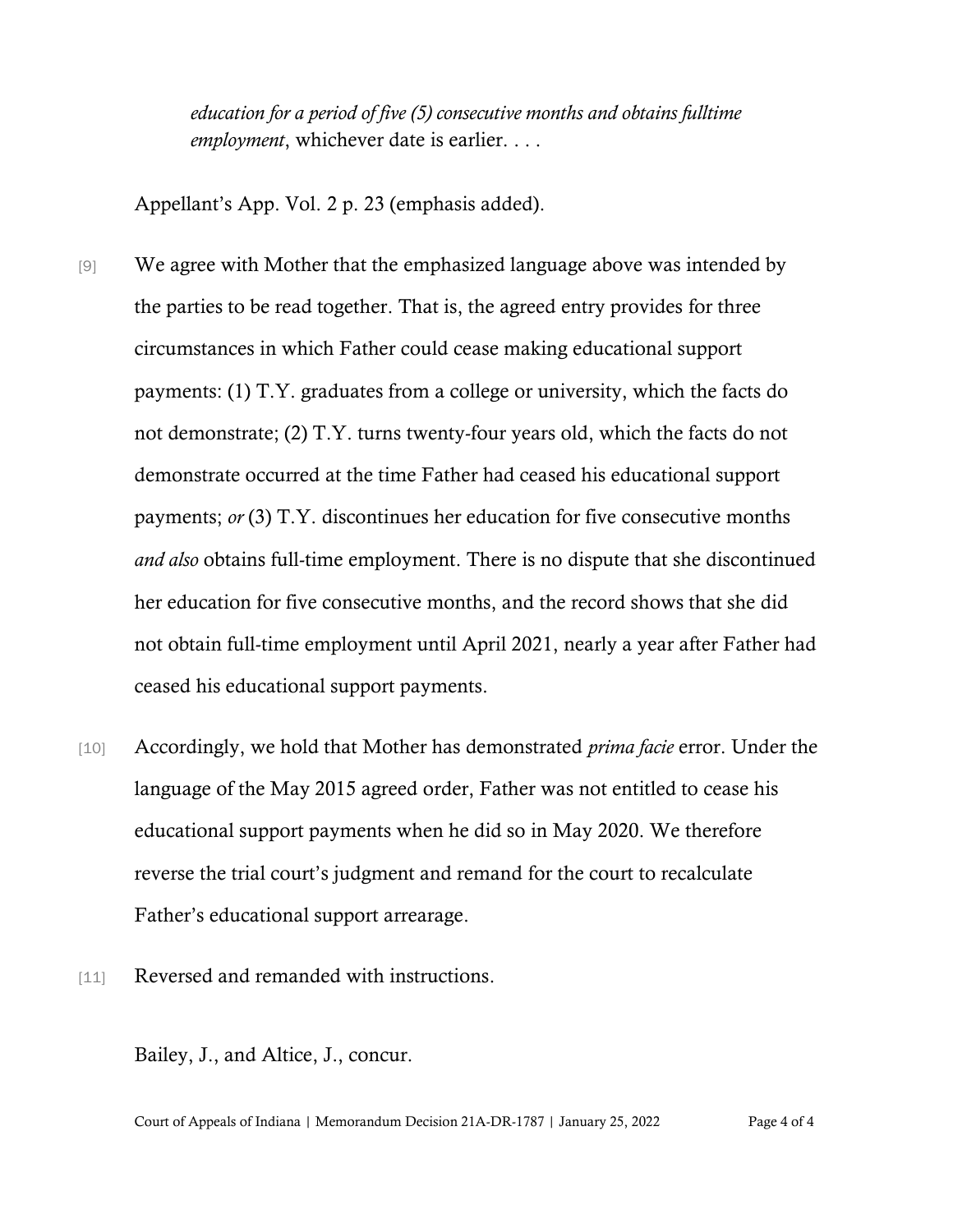> *education for a period of five (5) consecutive months and obtains fulltime employment*, whichever date is earlier. . . .

Appellant's App. Vol. 2 p. 23 (emphasis added).

[9] We agree with Mother that the emphasized language above was intended by the parties to be read together. That is, the agreed entry provides for three circumstances in which Father could cease making educational support payments: (1) T.Y. graduates from a college or university, which the facts do not demonstrate; (2) T.Y. turns twenty-four years old, which the facts do not demonstrate occurred at the time Father had ceased his educational support payments; *or* (3) T.Y. discontinues her education for five consecutive months *and also* obtains full-time employment. There is no dispute that she discontinued her education for five consecutive months, and the record shows that she did not obtain full-time employment until April 2021, nearly a year after Father had ceased his educational support payments.

[10] Accordingly, we hold that Mother has demonstrated *prima facie* error. Under the language of the May 2015 agreed order, Father was not entitled to cease his educational support payments when he did so in May 2020. We therefore reverse the trial court's judgment and remand for the court to recalculate Father's educational support arrearage.

[11] Reversed and remanded with instructions.

Bailey, J., and Altice, J., concur.